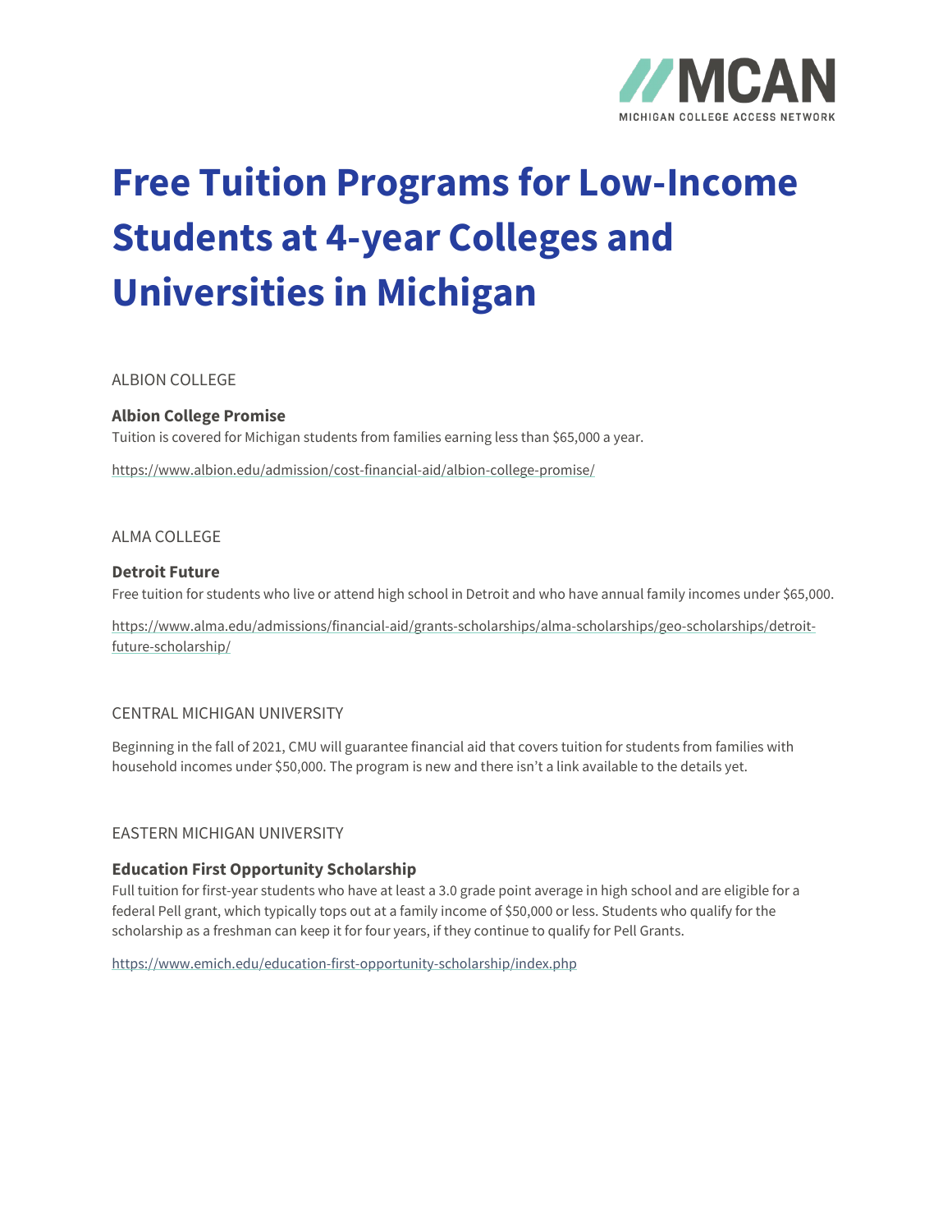# Free Tuition Programs for Low-Income Students at 4-year Colleges and Universities in Michigan

ALBION COLLEGE

**Albion College Promise**
Tuition is covered for Michigan students from families earning less than $65,000 a year.

https://www.albion.edu/admission/cost-financial-aid/albion-college-promise/

ALMA COLLEGE

**Detroit Future**
Free tuition for students who live or attend high school in Detroit and who have annual family incomes under $65,000.

https://www.alma.edu/admissions/financial-aid/grants-scholarships/alma-scholarships/geo-scholarships/detroit-future-scholarship/

CENTRAL MICHIGAN UNIVERSITY

Beginning in the fall of 2021, CMU will guarantee financial aid that covers tuition for students from families with household incomes under $50,000. The program is new and there isn't a link available to the details yet.

EASTERN MICHIGAN UNIVERSITY

**Education First Opportunity Scholarship**
Full tuition for first-year students who have at least a 3.0 grade point average in high school and are eligible for a federal Pell grant, which typically tops out at a family income of $50,000 or less. Students who qualify for the scholarship as a freshman can keep it for four years, if they continue to qualify for Pell Grants.

https://www.emich.edu/education-first-opportunity-scholarship/index.php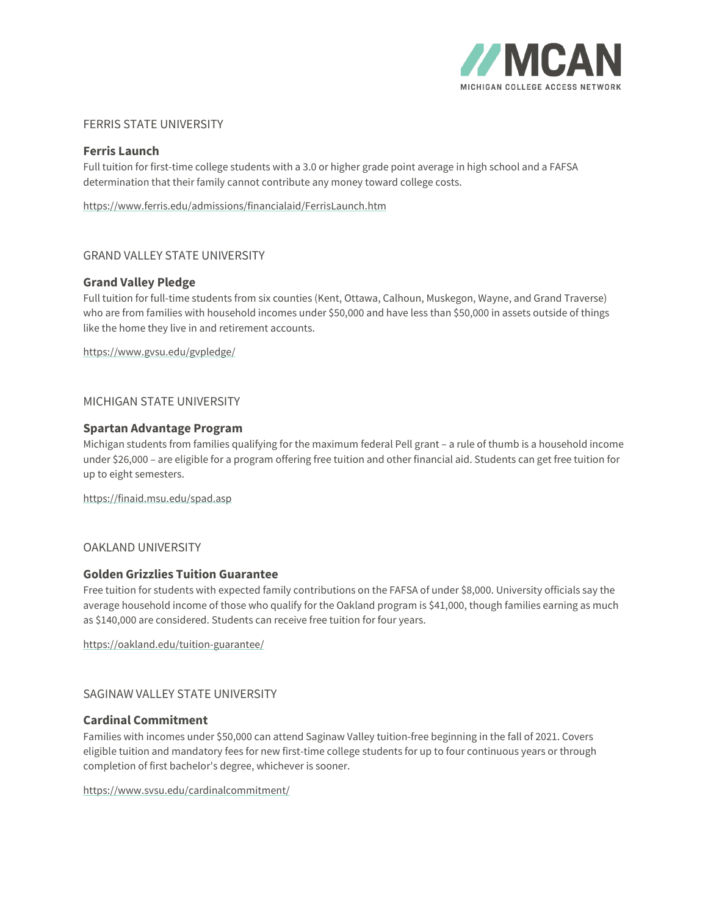FERRIS STATE UNIVERSITY

### Ferris Launch

Full tuition for first-time college students with a 3.0 or higher grade point average in high school and a FAFSA determination that their family cannot contribute any money toward college costs.

https://www.ferris.edu/admissions/financialaid/FerrisLaunch.htm

GRAND VALLEY STATE UNIVERSITY

### Grand Valley Pledge

Full tuition for full-time students from six counties (Kent, Ottawa, Calhoun, Muskegon, Wayne, and Grand Traverse) who are from families with household incomes under $50,000 and have less than $50,000 in assets outside of things like the home they live in and retirement accounts.

https://www.gvsu.edu/gvpledge/

MICHIGAN STATE UNIVERSITY

### Spartan Advantage Program

Michigan students from families qualifying for the maximum federal Pell grant – a rule of thumb is a household income under $26,000 – are eligible for a program offering free tuition and other financial aid. Students can get free tuition for up to eight semesters.

https://finaid.msu.edu/spad.asp

OAKLAND UNIVERSITY

### Golden Grizzlies Tuition Guarantee

Free tuition for students with expected family contributions on the FAFSA of under $8,000. University officials say the average household income of those who qualify for the Oakland program is $41,000, though families earning as much as $140,000 are considered. Students can receive free tuition for four years.

https://oakland.edu/tuition-guarantee/

SAGINAW VALLEY STATE UNIVERSITY

### Cardinal Commitment

Families with incomes under $50,000 can attend Saginaw Valley tuition-free beginning in the fall of 2021. Covers eligible tuition and mandatory fees for new first-time college students for up to four continuous years or through completion of first bachelor's degree, whichever is sooner.

https://www.svsu.edu/cardinalcommitment/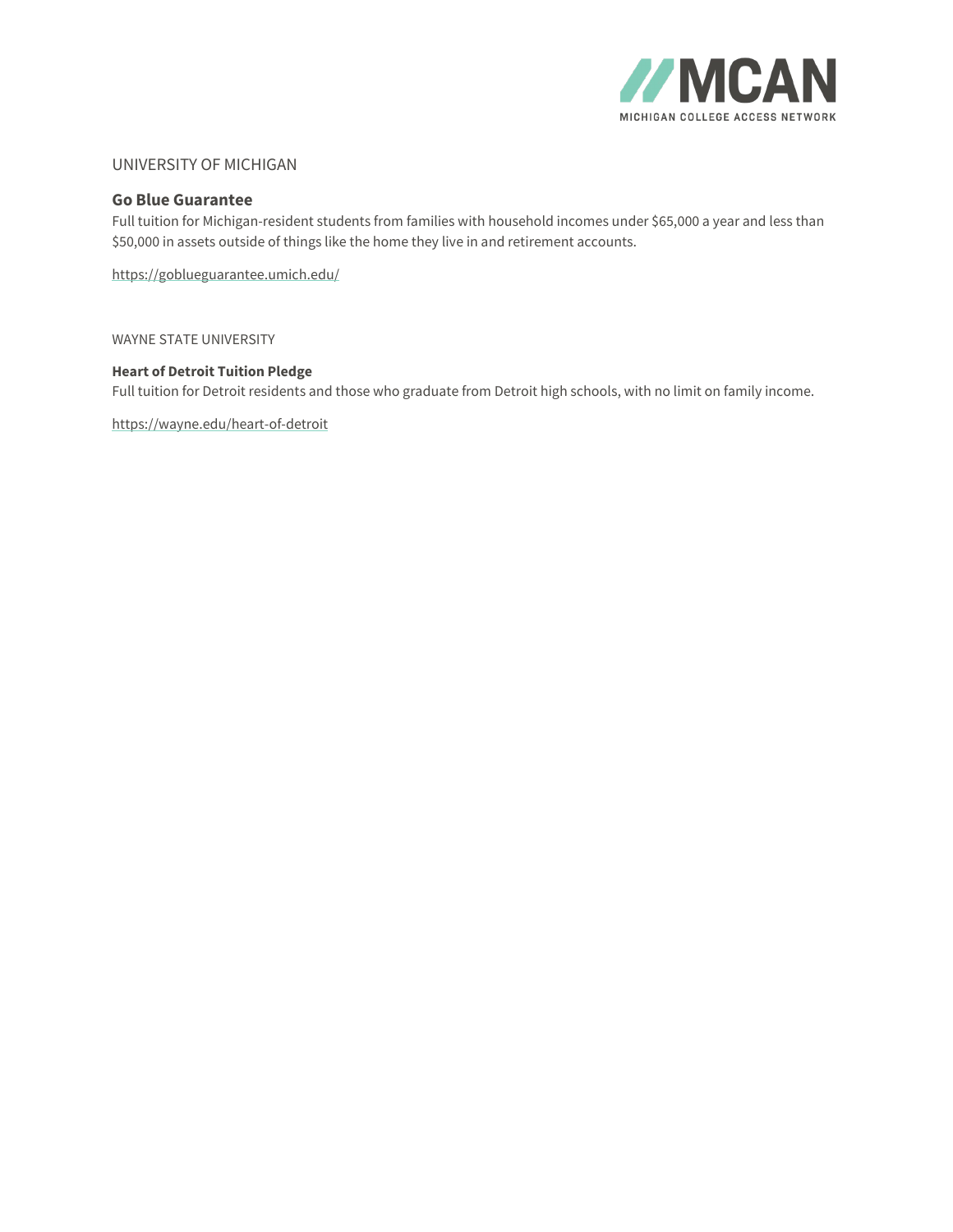UNIVERSITY OF MICHIGAN

**Go Blue Guarantee**

Full tuition for Michigan-resident students from families with household incomes under $65,000 a year and less than $50,000 in assets outside of things like the home they live in and retirement accounts.

https://gobluguarantee.umich.edu/

WAYNE STATE UNIVERSITY

**Heart of Detroit Tuition Pledge**

Full tuition for Detroit residents and those who graduate from Detroit high schools, with no limit on family income.

https://wayne.edu/heart-of-detroit